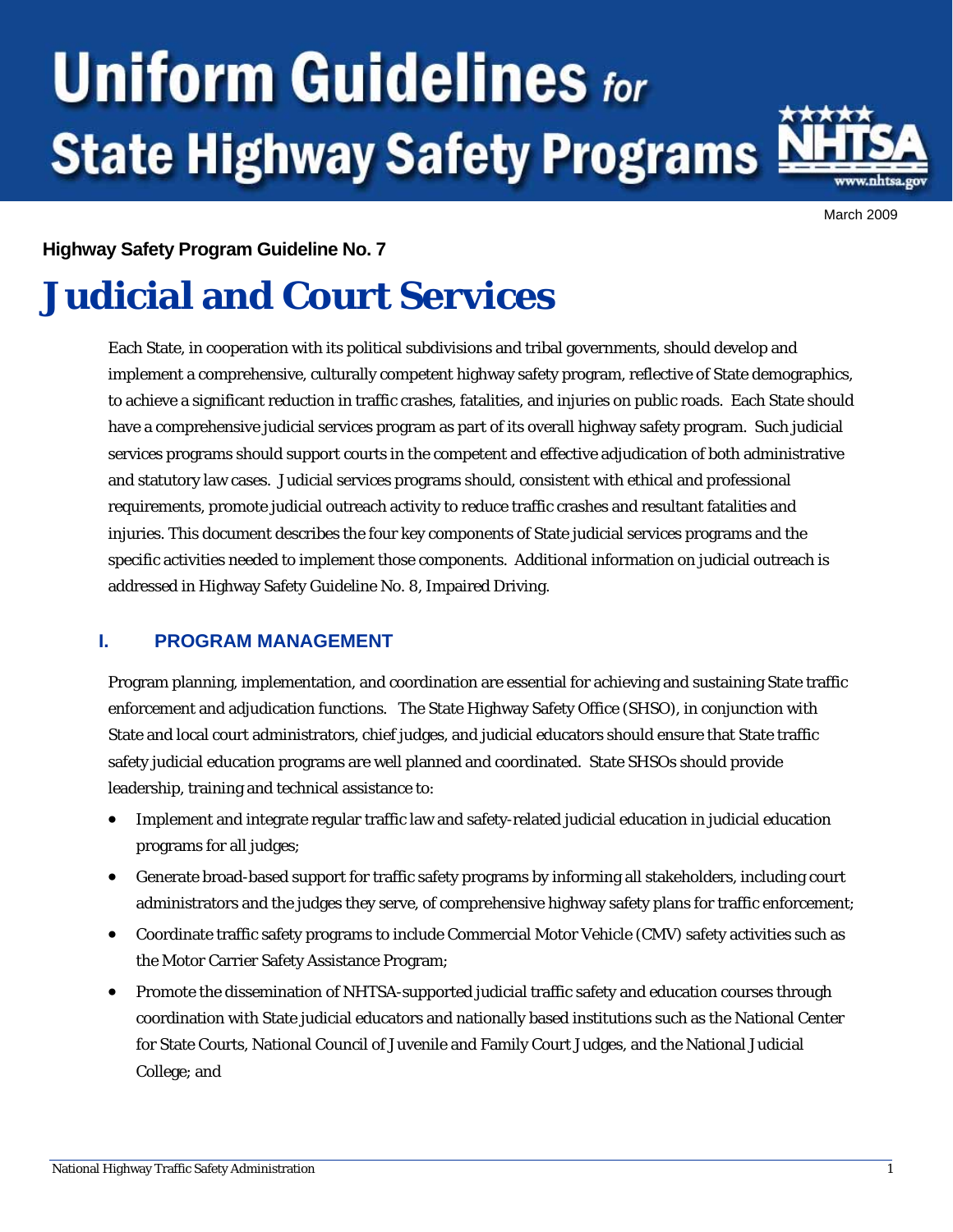# Uniform Guidelines for State Highway Safety Programs

March 2009

**Highway Safety Program Guideline No. 7**

# Judicial and Court Services

Each State, in cooperation with its political subdivisions and tribal governments, should develop and implement a comprehensive, culturally competent highway safety program, reflective of State demographics, to achieve a significant reduction in traffic crashes, fatalities, and injuries on public roads. Each State should have a comprehensive judicial services program as part of its overall highway safety program. Such judicial services programs should support courts in the competent and effective adjudication of both administrative and statutory law cases. Judicial services programs should, consistent with ethical and professional requirements, promote judicial outreach activity to reduce traffic crashes and resultant fatalities and injuries. This document describes the four key components of State judicial services programs and the specific activities needed to implement those components. Additional information on judicial outreach is addressed in Highway Safety Guideline No. 8, Impaired Driving.

## I. PROGRAM MANAGEMENT

Program planning, implementation, and coordination are essential for achieving and sustaining State traffic enforcement and adjudication functions. The State Highway Safety Office (SHSO), in conjunction with State and local court administrators, chief judges, and judicial educators should ensure that State traffic safety judicial education programs are well planned and coordinated. State SHSOs should provide leadership, training and technical assistance to:

- Implement and integrate regular traffic law and safety-related judicial education in judicial education programs for all judges;
- Generate broad-based support for traffic safety programs by informing all stakeholders, including court administrators and the judges they serve, of comprehensive highway safety plans for traffic enforcement;
- Coordinate traffic safety programs to include Commercial Motor Vehicle (CMV) safety activities such as the Motor Carrier Safety Assistance Program;
- Promote the dissemination of NHTSA-supported judicial traffic safety and education courses through coordination with State judicial educators and nationally based institutions such as the National Center for State Courts, National Council of Juvenile and Family Court Judges, and the National Judicial College; and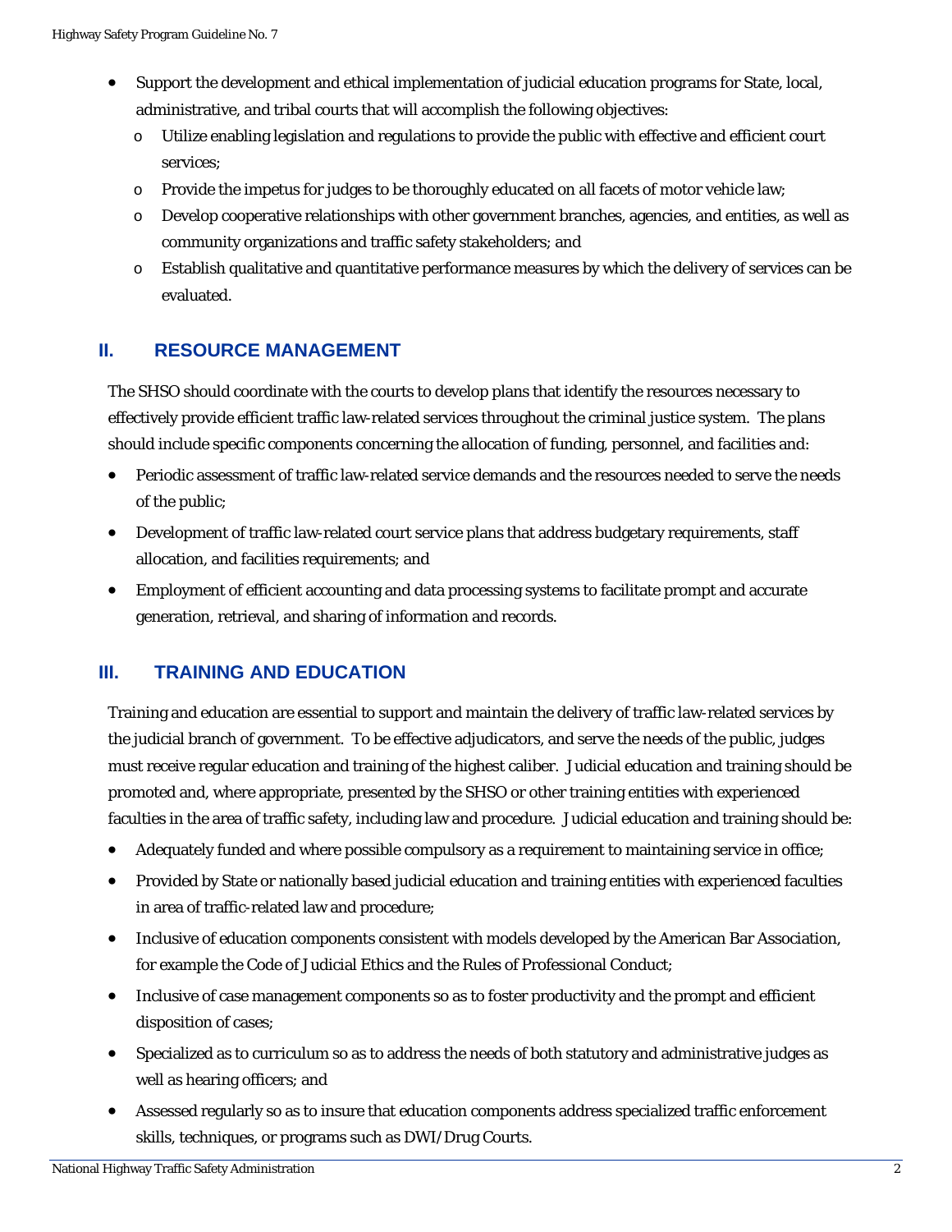- Support the development and ethical implementation of judicial education programs for State, local, administrative, and tribal courts that will accomplish the following objectives:
  - Utilize enabling legislation and regulations to provide the public with effective and efficient court services;
  - Provide the impetus for judges to be thoroughly educated on all facets of motor vehicle law;
  - Develop cooperative relationships with other government branches, agencies, and entities, as well as community organizations and traffic safety stakeholders; and
  - Establish qualitative and quantitative performance measures by which the delivery of services can be evaluated.

## II. RESOURCE MANAGEMENT

The SHSO should coordinate with the courts to develop plans that identify the resources necessary to effectively provide efficient traffic law-related services throughout the criminal justice system. The plans should include specific components concerning the allocation of funding, personnel, and facilities and:

- Periodic assessment of traffic law-related service demands and the resources needed to serve the needs of the public;
- Development of traffic law-related court service plans that address budgetary requirements, staff allocation, and facilities requirements; and
- Employment of efficient accounting and data processing systems to facilitate prompt and accurate generation, retrieval, and sharing of information and records.

## III. TRAINING AND EDUCATION

Training and education are essential to support and maintain the delivery of traffic law-related services by the judicial branch of government. To be effective adjudicators, and serve the needs of the public, judges must receive regular education and training of the highest caliber. Judicial education and training should be promoted and, where appropriate, presented by the SHSO or other training entities with experienced faculties in the area of traffic safety, including law and procedure. Judicial education and training should be:

- Adequately funded and where possible compulsory as a requirement to maintaining service in office;
- Provided by State or nationally based judicial education and training entities with experienced faculties in area of traffic-related law and procedure;
- Inclusive of education components consistent with models developed by the American Bar Association, for example the Code of Judicial Ethics and the Rules of Professional Conduct;
- Inclusive of case management components so as to foster productivity and the prompt and efficient disposition of cases;
- Specialized as to curriculum so as to address the needs of both statutory and administrative judges as well as hearing officers; and
- Assessed regularly so as to insure that education components address specialized traffic enforcement skills, techniques, or programs such as DWI/Drug Courts.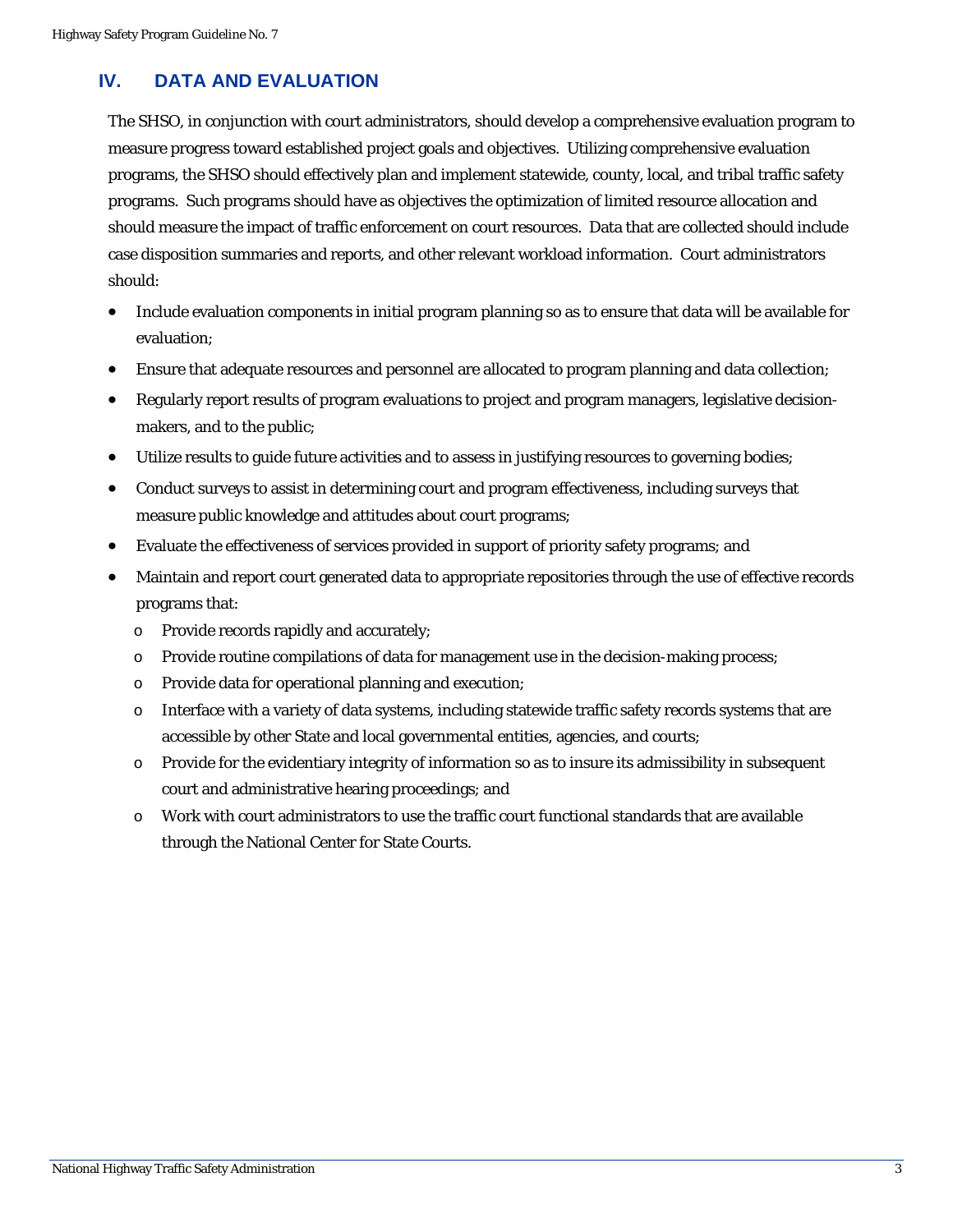## IV. DATA AND EVALUATION

The SHSO, in conjunction with court administrators, should develop a comprehensive evaluation program to measure progress toward established project goals and objectives. Utilizing comprehensive evaluation programs, the SHSO should effectively plan and implement statewide, county, local, and tribal traffic safety programs. Such programs should have as objectives the optimization of limited resource allocation and should measure the impact of traffic enforcement on court resources. Data that are collected should include case disposition summaries and reports, and other relevant workload information. Court administrators should:

- Include evaluation components in initial program planning so as to ensure that data will be available for evaluation;
- Ensure that adequate resources and personnel are allocated to program planning and data collection;
- Regularly report results of program evaluations to project and program managers, legislative decision-makers, and to the public;
- Utilize results to guide future activities and to assess in justifying resources to governing bodies;
- Conduct surveys to assist in determining court and program effectiveness, including surveys that measure public knowledge and attitudes about court programs;
- Evaluate the effectiveness of services provided in support of priority safety programs; and
- Maintain and report court generated data to appropriate repositories through the use of effective records programs that:
  - Provide records rapidly and accurately;
  - Provide routine compilations of data for management use in the decision-making process;
  - Provide data for operational planning and execution;
  - Interface with a variety of data systems, including statewide traffic safety records systems that are accessible by other State and local governmental entities, agencies, and courts;
  - Provide for the evidentiary integrity of information so as to insure its admissibility in subsequent court and administrative hearing proceedings; and
  - Work with court administrators to use the traffic court functional standards that are available through the National Center for State Courts.